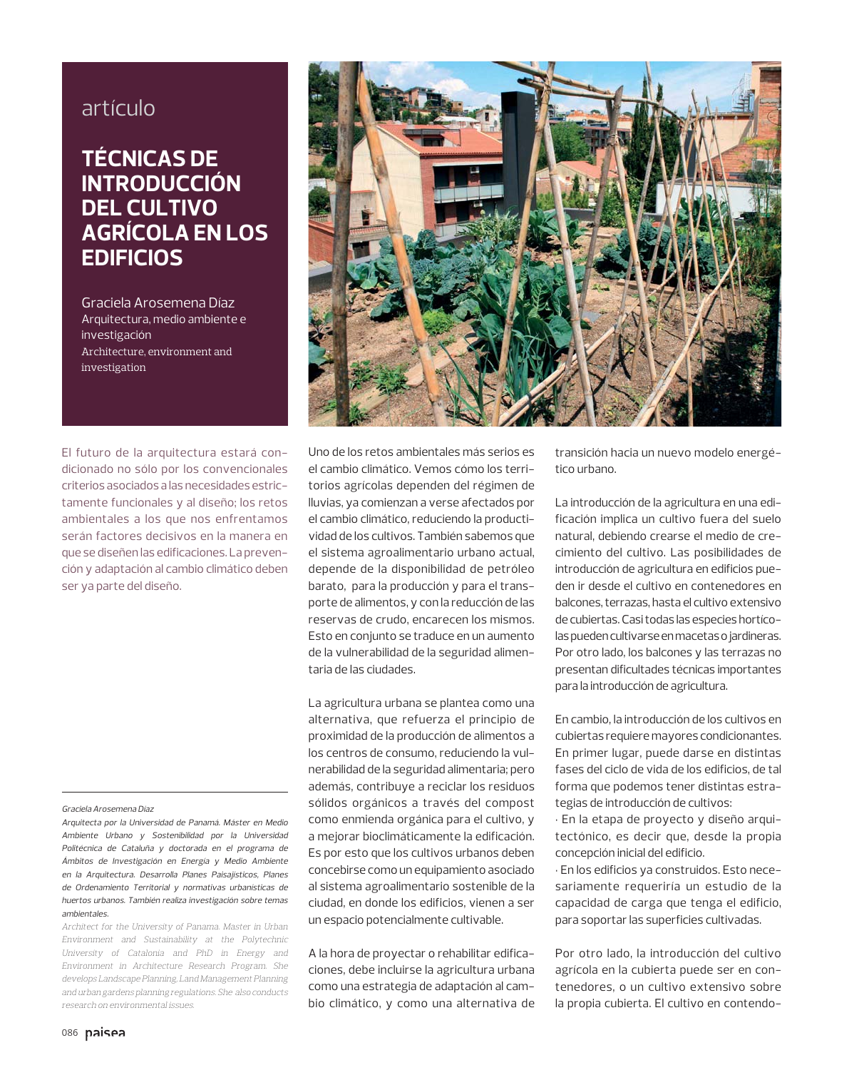artículo

# TÉCNICAS DE INTRODUCCIÓN DEL CULTIVO AGRÍCOLA EN LOS EDIFICIOS

Graciela Arosemena Díaz
Arquitectura, medio ambiente e investigación
Architecture, environment and investigation

El futuro de la arquitectura estará condicionado no sólo por los convencionales criterios asociados a las necesidades estrictamente funcionales y al diseño; los retos ambientales a los que nos enfrentamos serán factores decisivos en la manera en que se diseñen las edificaciones. La prevención y adaptación al cambio climático deben ser ya parte del diseño.

*Graciela Arosemena Díaz*
*Arquitecta por la Universidad de Panamá. Máster en Medio Ambiente Urbano y Sostenibilidad por la Universidad Politécnica de Cataluña y doctorada en el programa de Ámbitos de Investigación en Energía y Medio Ambiente en la Arquitectura. Desarrolla Planes Paisajísticos, Planes de Ordenamiento Territorial y normativas urbanísticas de huertos urbanos. También realiza investigación sobre temas ambientales.*

*Architect for the University of Panama. Master in Urban Environment and Sustainability at the Polytechnic University of Catalonia and PhD in Energy and Environment in Architecture Research Program. She develops Landscape Planning, Land Management Planning and urban gardens planning regulations. She also conducts research on environmental issues.*

Uno de los retos ambientales más serios es el cambio climático. Vemos cómo los territorios agrícolas dependen del régimen de lluvias, ya comienzan a verse afectados por el cambio climático, reduciendo la productividad de los cultivos. También sabemos que el sistema agroalimentario urbano actual, depende de la disponibilidad de petróleo barato, para la producción y para el transporte de alimentos, y con la reducción de las reservas de crudo, encarecen los mismos. Esto en conjunto se traduce en un aumento de la vulnerabilidad de la seguridad alimentaria de las ciudades.

La agricultura urbana se plantea como una alternativa, que refuerza el principio de proximidad de la producción de alimentos a los centros de consumo, reduciendo la vulnerabilidad de la seguridad alimentaria; pero además, contribuye a reciclar los residuos sólidos orgánicos a través del compost como enmienda orgánica para el cultivo, y a mejorar bioclimáticamente la edificación. Es por esto que los cultivos urbanos deben concebirse como un equipamiento asociado al sistema agroalimentario sostenible de la ciudad, en donde los edificios, vienen a ser un espacio potencialmente cultivable.

A la hora de proyectar o rehabilitar edificaciones, debe incluirse la agricultura urbana como una estrategia de adaptación al cambio climático, y como una alternativa de transición hacia un nuevo modelo energético urbano.

La introducción de la agricultura en una edificación implica un cultivo fuera del suelo natural, debiendo crearse el medio de crecimiento del cultivo. Las posibilidades de introducción de agricultura en edificios pueden ir desde el cultivo en contenedores en balcones, terrazas, hasta el cultivo extensivo de cubiertas. Casi todas las especies hortícolas pueden cultivarse en macetas o jardineras. Por otro lado, los balcones y las terrazas no presentan dificultades técnicas importantes para la introducción de agricultura.

En cambio, la introducción de los cultivos en cubiertas requiere mayores condicionantes. En primer lugar, puede darse en distintas fases del ciclo de vida de los edificios, de tal forma que podemos tener distintas estrategias de introducción de cultivos:

· En la etapa de proyecto y diseño arquitectónico, es decir que, desde la propia concepción inicial del edificio.
· En los edificios ya construidos. Esto necesariamente requeriría un estudio de la capacidad de carga que tenga el edificio, para soportar las superficies cultivadas.

Por otro lado, la introducción del cultivo agrícola en la cubierta puede ser en contenedores, o un cultivo extensivo sobre la propia cubierta. El cultivo en contendo-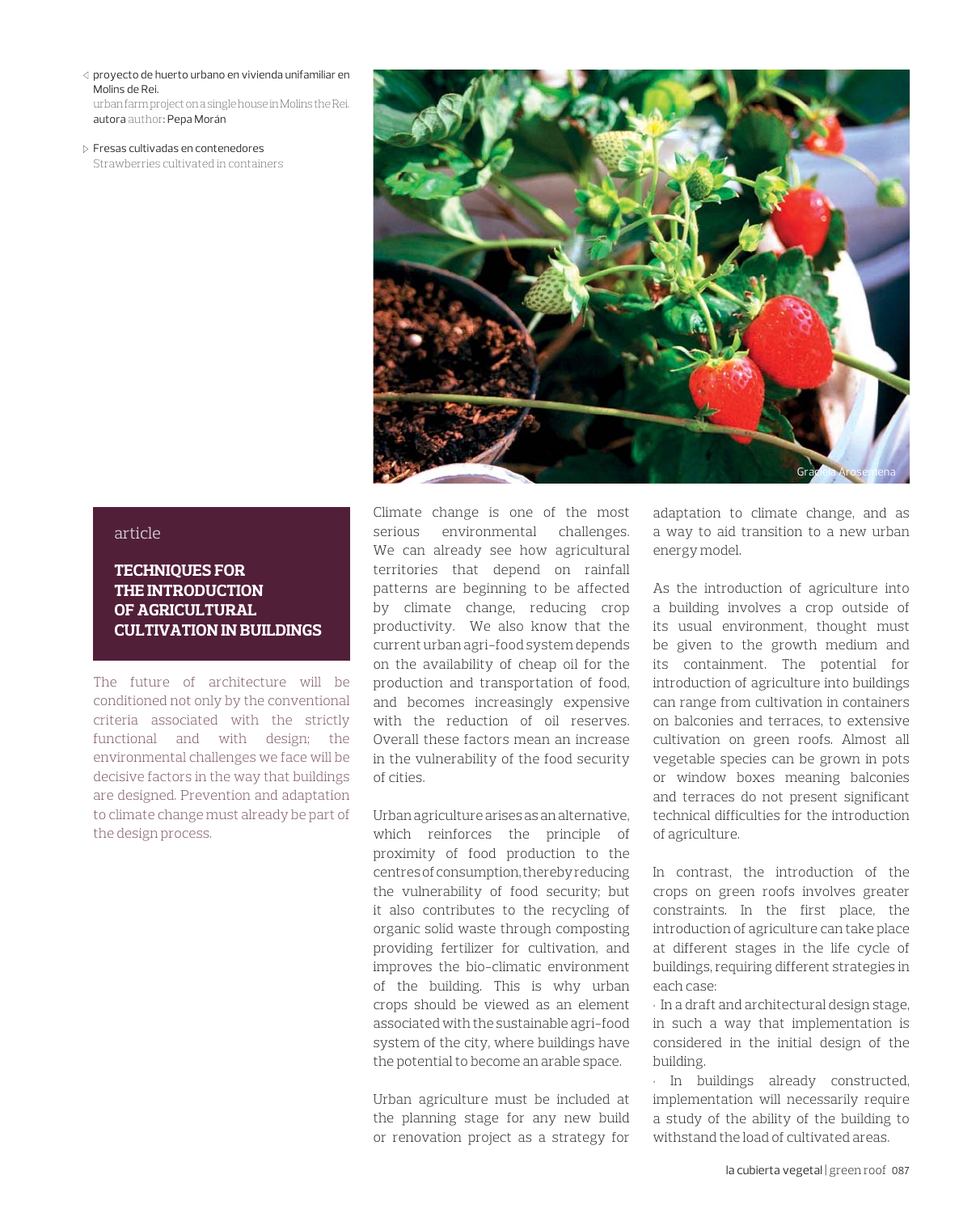◁ proyecto de huerto urbano en vivienda unifamiliar en Molins de Rei.
urban farm project on a single house in Molins the Rei.
autora author: Pepa Morán

▷ Fresas cultivadas en contenedores
Strawberries cultivated in containers

Graciela Arosemena

article

## TECHNIQUES FOR THE INTRODUCTION OF AGRICULTURAL CULTIVATION IN BUILDINGS

The future of architecture will be conditioned not only by the conventional criteria associated with the strictly functional and with design; the environmental challenges we face will be decisive factors in the way that buildings are designed. Prevention and adaptation to climate change must already be part of the design process.

Climate change is one of the most serious environmental challenges. We can already see how agricultural territories that depend on rainfall patterns are beginning to be affected by climate change, reducing crop productivity. We also know that the current urban agri-food system depends on the availability of cheap oil for the production and transportation of food, and becomes increasingly expensive with the reduction of oil reserves. Overall these factors mean an increase in the vulnerability of the food security of cities.

Urban agriculture arises as an alternative, which reinforces the principle of proximity of food production to the centres of consumption, thereby reducing the vulnerability of food security; but it also contributes to the recycling of organic solid waste through composting providing fertilizer for cultivation, and improves the bio-climatic environment of the building. This is why urban crops should be viewed as an element associated with the sustainable agri-food system of the city, where buildings have the potential to become an arable space.

Urban agriculture must be included at the planning stage for any new build or renovation project as a strategy for adaptation to climate change, and as a way to aid transition to a new urban energy model.

As the introduction of agriculture into a building involves a crop outside of its usual environment, thought must be given to the growth medium and its containment. The potential for introduction of agriculture into buildings can range from cultivation in containers on balconies and terraces, to extensive cultivation on green roofs. Almost all vegetable species can be grown in pots or window boxes meaning balconies and terraces do not present significant technical difficulties for the introduction of agriculture.

In contrast, the introduction of the crops on green roofs involves greater constraints. In the first place, the introduction of agriculture can take place at different stages in the life cycle of buildings, requiring different strategies in each case:

· In a draft and architectural design stage, in such a way that implementation is considered in the initial design of the building.

· In buildings already constructed, implementation will necessarily require a study of the ability of the building to withstand the load of cultivated areas.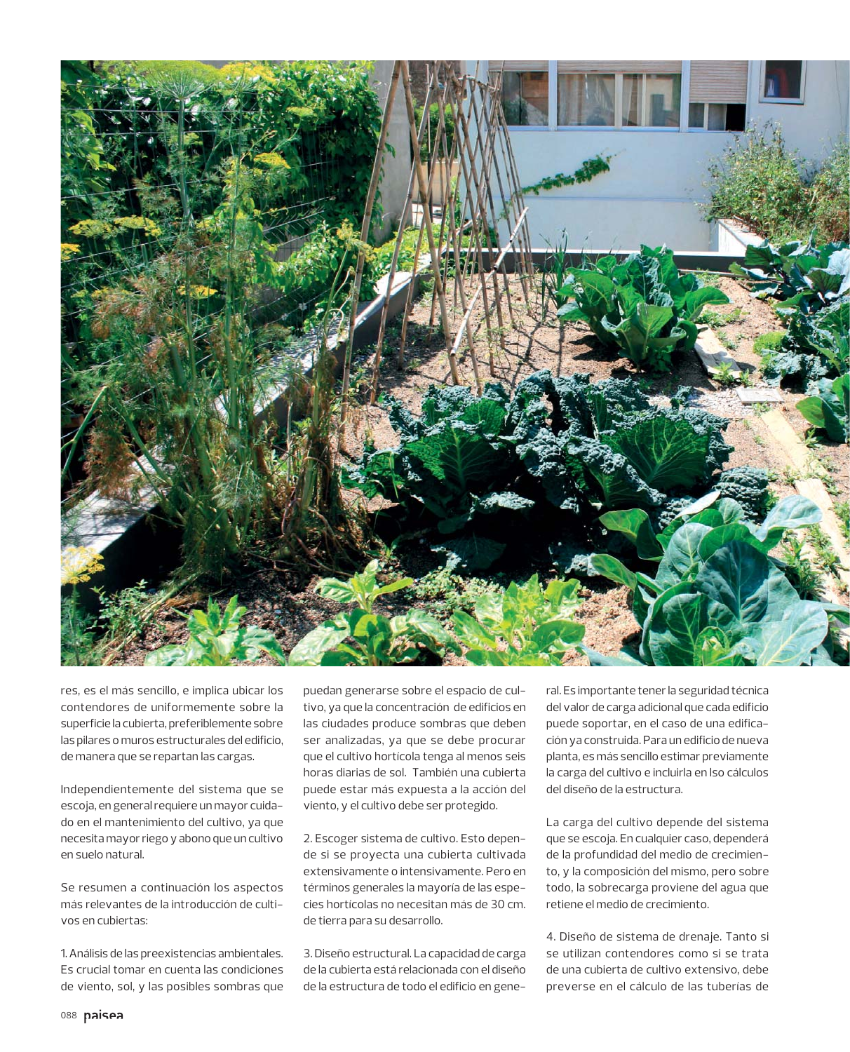res, es el más sencillo, e implica ubicar los contendores de uniformemente sobre la superficie la cubierta, preferiblemente sobre las pilares o muros estructurales del edificio, de manera que se repartan las cargas.

Independientemente del sistema que se escoja, en general requiere un mayor cuidado en el mantenimiento del cultivo, ya que necesita mayor riego y abono que un cultivo en suelo natural.

Se resumen a continuación los aspectos más relevantes de la introducción de cultivos en cubiertas:

1. Análisis de las preexistencias ambientales. Es crucial tomar en cuenta las condiciones de viento, sol, y las posibles sombras que puedan generarse sobre el espacio de cultivo, ya que la concentración de edificios en las ciudades produce sombras que deben ser analizadas, ya que se debe procurar que el cultivo hortícola tenga al menos seis horas diarias de sol. También una cubierta puede estar más expuesta a la acción del viento, y el cultivo debe ser protegido.

2. Escoger sistema de cultivo. Esto depende de si se proyecta una cubierta cultivada extensivamente o intensivamente. Pero en términos generales la mayoría de las especies hortícolas no necesitan más de 30 cm. de tierra para su desarrollo.

3. Diseño estructural. La capacidad de carga de la cubierta está relacionada con el diseño de la estructura de todo el edificio en general. Es importante tener la seguridad técnica del valor de carga adicional que cada edificio puede soportar, en el caso de una edificación ya construida. Para un edificio de nueva planta, es más sencillo estimar previamente la carga del cultivo e incluirla en lso cálculos del diseño de la estructura.

La carga del cultivo depende del sistema que se escoja. En cualquier caso, dependerá de la profundidad del medio de crecimiento, y la composición del mismo, pero sobre todo, la sobrecarga proviene del agua que retiene el medio de crecimiento.

4. Diseño de sistema de drenaje. Tanto si se utilizan contendores como si se trata de una cubierta de cultivo extensivo, debe preverse en el cálculo de las tuberías de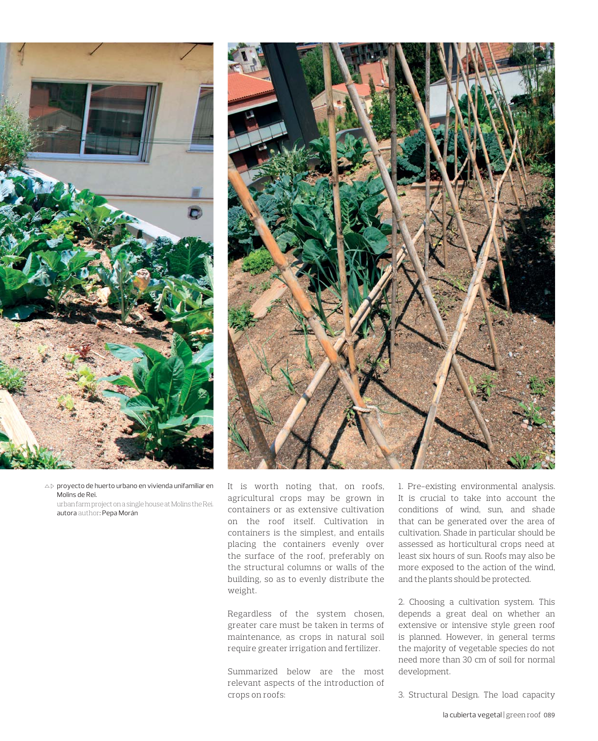△▷ proyecto de huerto urbano en vivienda unifamiliar en Molins de Rei.
urban farm project on a single house at Molins the Rei.
autora author: Pepa Morán

It is worth noting that, on roofs, agricultural crops may be grown in containers or as extensive cultivation on the roof itself. Cultivation in containers is the simplest, and entails placing the containers evenly over the surface of the roof, preferably on the structural columns or walls of the building, so as to evenly distribute the weight.

Regardless of the system chosen, greater care must be taken in terms of maintenance, as crops in natural soil require greater irrigation and fertilizer.

Summarized below are the most relevant aspects of the introduction of crops on roofs:

1. Pre-existing environmental analysis. It is crucial to take into account the conditions of wind, sun, and shade that can be generated over the area of cultivation. Shade in particular should be assessed as horticultural crops need at least six hours of sun. Roofs may also be more exposed to the action of the wind, and the plants should be protected.

2. Choosing a cultivation system. This depends a great deal on whether an extensive or intensive style green roof is planned. However, in general terms the majority of vegetable species do not need more than 30 cm of soil for normal development.

3. Structural Design. The load capacity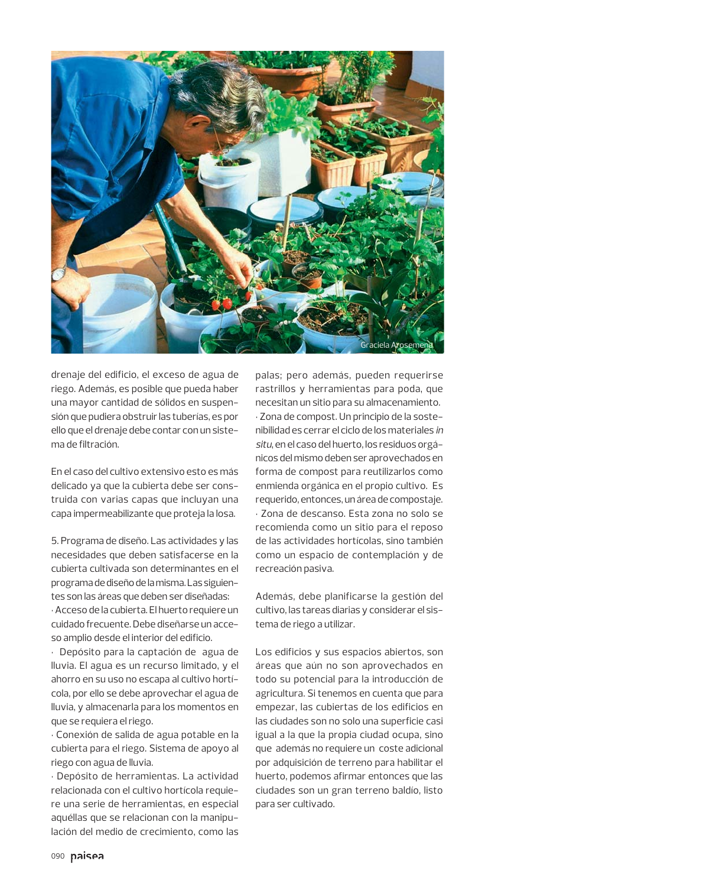Graciela Arosemena

drenaje del edificio, el exceso de agua de riego. Además, es posible que pueda haber una mayor cantidad de sólidos en suspensión que pudiera obstruir las tuberías, es por ello que el drenaje debe contar con un sistema de filtración.

En el caso del cultivo extensivo esto es más delicado ya que la cubierta debe ser construida con varias capas que incluyan una capa impermeabilizante que proteja la losa.

5. Programa de diseño. Las actividades y las necesidades que deben satisfacerse en la cubierta cultivada son determinantes en el programa de diseño de la misma. Las siguientes son las áreas que deben ser diseñadas:

· Acceso de la cubierta. El huerto requiere un cuidado frecuente. Debe diseñarse un acceso amplio desde el interior del edificio.

· Depósito para la captación de agua de lluvia. El agua es un recurso limitado, y el ahorro en su uso no escapa al cultivo hortícola, por ello se debe aprovechar el agua de lluvia, y almacenarla para los momentos en que se requiera el riego.

· Conexión de salida de agua potable en la cubierta para el riego. Sistema de apoyo al riego con agua de lluvia.

· Depósito de herramientas. La actividad relacionada con el cultivo hortícola requiere una serie de herramientas, en especial aquéllas que se relacionan con la manipulación del medio de crecimiento, como las palas; pero además, pueden requerirse rastrillos y herramientas para poda, que necesitan un sitio para su almacenamiento.

· Zona de compost. Un principio de la sostenibilidad es cerrar el ciclo de los materiales *in situ*, en el caso del huerto, los residuos orgánicos del mismo deben ser aprovechados en forma de compost para reutilizarlos como enmienda orgánica en el propio cultivo. Es requerido, entonces, un área de compostaje.

· Zona de descanso. Esta zona no solo se recomienda como un sitio para el reposo de las actividades hortícolas, sino también como un espacio de contemplación y de recreación pasiva.

Además, debe planificarse la gestión del cultivo, las tareas diarias y considerar el sistema de riego a utilizar.

Los edificios y sus espacios abiertos, son áreas que aún no son aprovechados en todo su potencial para la introducción de agricultura. Si tenemos en cuenta que para empezar, las cubiertas de los edificios en las ciudades son no solo una superficie casi igual a la que la propia ciudad ocupa, sino que además no requiere un coste adicional por adquisición de terreno para habilitar el huerto, podemos afirmar entonces que las ciudades son un gran terreno baldío, listo para ser cultivado.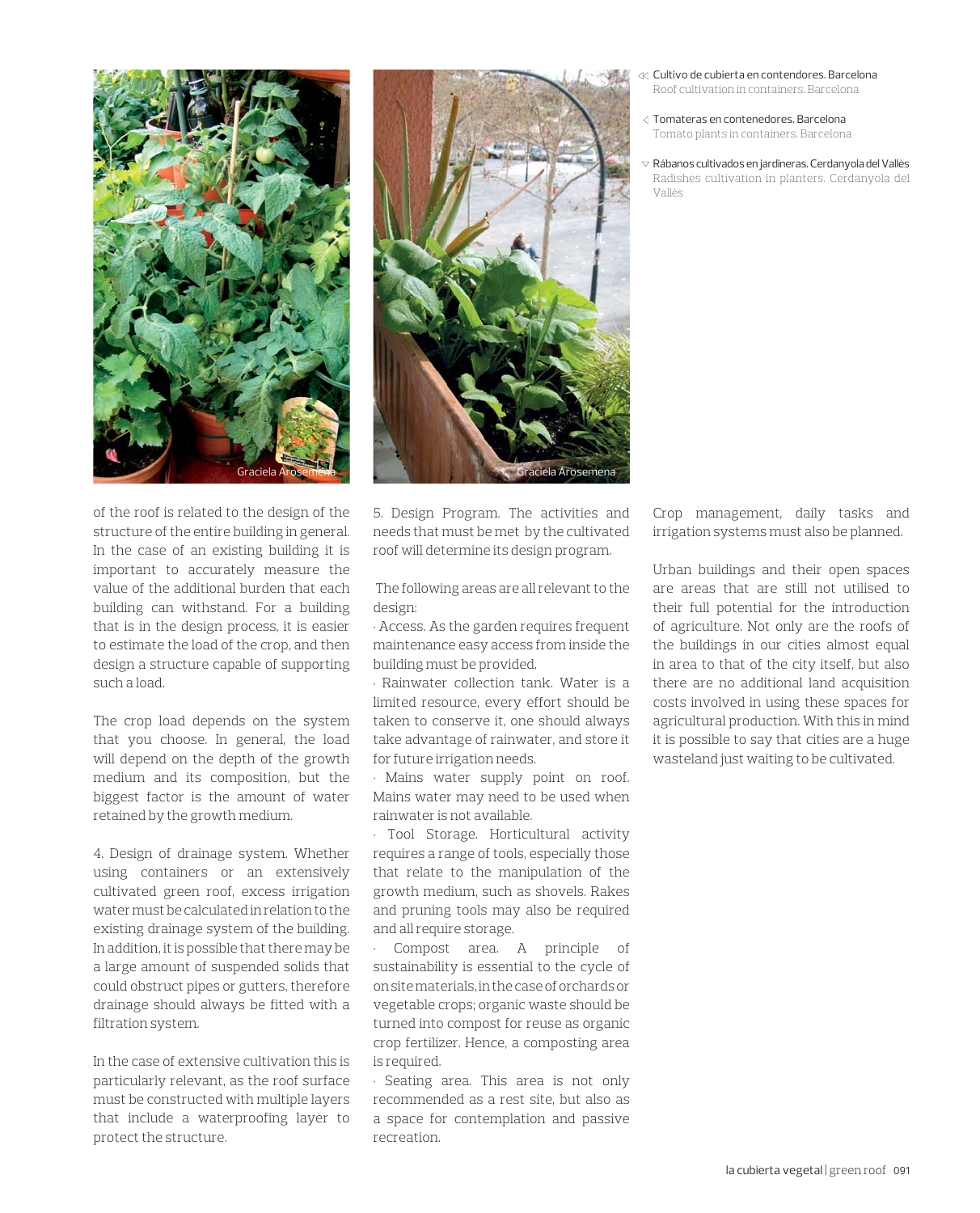Cultivo de cubierta en contenedores. Barcelona
Roof cultivation in containers. Barcelona

Tomateras en contenedores. Barcelona
Tomato plants in containers. Barcelona

Rábanos cultivados en jardineras. Cerdanyola del Vallès
Radishes cultivation in planters. Cerdanyola del Vallès

of the roof is related to the design of the structure of the entire building in general. In the case of an existing building it is important to accurately measure the value of the additional burden that each building can withstand. For a building that is in the design process, it is easier to estimate the load of the crop, and then design a structure capable of supporting such a load.

The crop load depends on the system that you choose. In general, the load will depend on the depth of the growth medium and its composition, but the biggest factor is the amount of water retained by the growth medium.

4. Design of drainage system. Whether using containers or an extensively cultivated green roof, excess irrigation water must be calculated in relation to the existing drainage system of the building. In addition, it is possible that there may be a large amount of suspended solids that could obstruct pipes or gutters, therefore drainage should always be fitted with a filtration system.

In the case of extensive cultivation this is particularly relevant, as the roof surface must be constructed with multiple layers that include a waterproofing layer to protect the structure.

5. Design Program. The activities and needs that must be met by the cultivated roof will determine its design program.

The following areas are all relevant to the design:

- Access. As the garden requires frequent maintenance easy access from inside the building must be provided.
- Rainwater collection tank. Water is a limited resource, every effort should be taken to conserve it, one should always take advantage of rainwater, and store it for future irrigation needs.
- Mains water supply point on roof. Mains water may need to be used when rainwater is not available.
- Tool Storage. Horticultural activity requires a range of tools, especially those that relate to the manipulation of the growth medium, such as shovels. Rakes and pruning tools may also be required and all require storage.
- Compost area. A principle of sustainability is essential to the cycle of on site materials, in the case of orchards or vegetable crops; organic waste should be turned into compost for reuse as organic crop fertilizer. Hence, a composting area is required.
- Seating area. This area is not only recommended as a rest site, but also as a space for contemplation and passive recreation.

Crop management, daily tasks and irrigation systems must also be planned.

Urban buildings and their open spaces are areas that are still not utilised to their full potential for the introduction of agriculture. Not only are the roofs of the buildings in our cities almost equal in area to that of the city itself, but also there are no additional land acquisition costs involved in using these spaces for agricultural production. With this in mind it is possible to say that cities are a huge wasteland just waiting to be cultivated.